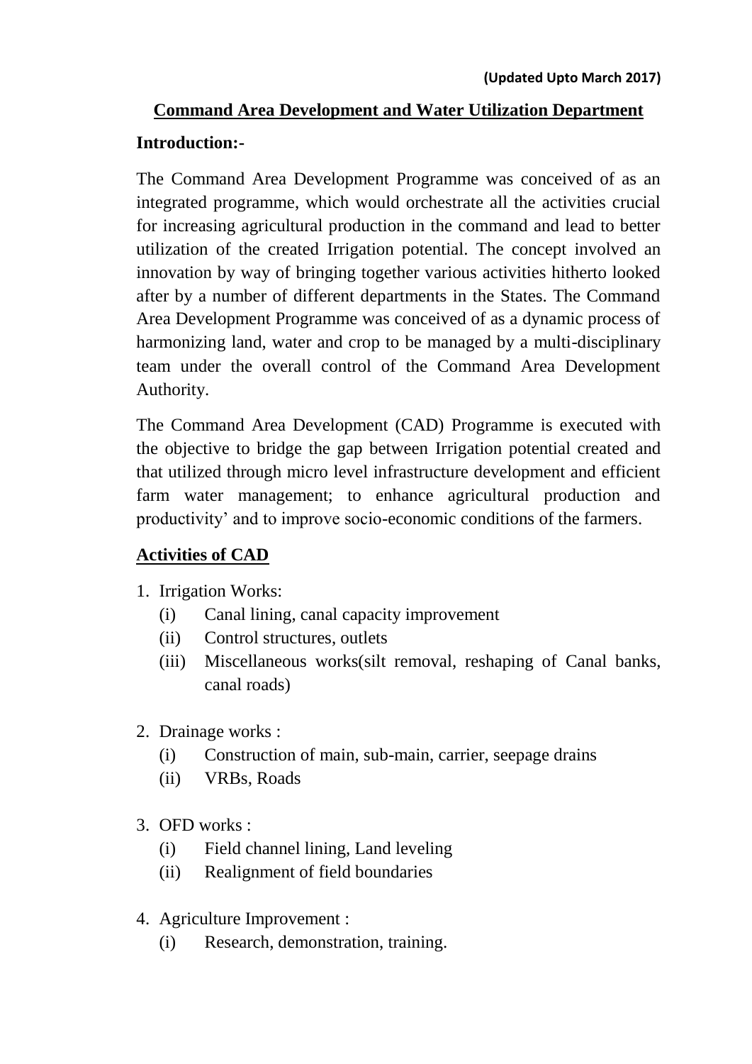**(Updated Upto March 2017)**

## Command Area Development and Water Utilization Department

**Introduction:-**

The Command Area Development Programme was conceived of as an integrated programme, which would orchestrate all the activities crucial for increasing agricultural production in the command and lead to better utilization of the created Irrigation potential. The concept involved an innovation by way of bringing together various activities hitherto looked after by a number of different departments in the States. The Command Area Development Programme was conceived of as a dynamic process of harmonizing land, water and crop to be managed by a multi-disciplinary team under the overall control of the Command Area Development Authority.

The Command Area Development (CAD) Programme is executed with the objective to bridge the gap between Irrigation potential created and that utilized through micro level infrastructure development and efficient farm water management; to enhance agricultural production and productivity' and to improve socio-economic conditions of the farmers.

**Activities of CAD**

1. Irrigation Works:
   - (i) Canal lining, canal capacity improvement
   - (ii) Control structures, outlets
   - (iii) Miscellaneous works(silt removal, reshaping of Canal banks, canal roads)

2. Drainage works :
   - (i) Construction of main, sub-main, carrier, seepage drains
   - (ii) VRBs, Roads

3. OFD works :
   - (i) Field channel lining, Land leveling
   - (ii) Realignment of field boundaries

4. Agriculture Improvement :
   - (i) Research, demonstration, training.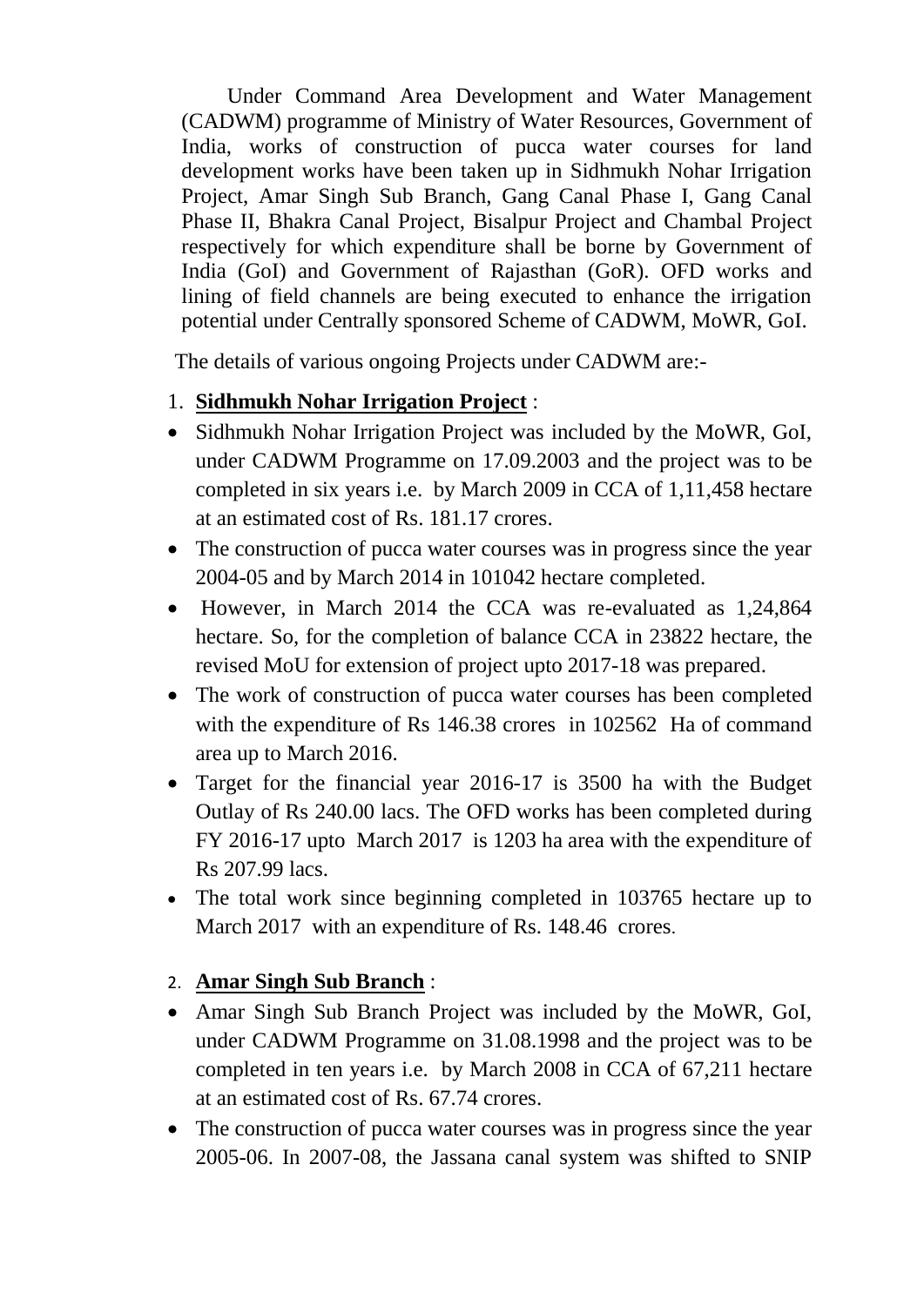Under Command Area Development and Water Management (CADWM) programme of Ministry of Water Resources, Government of India, works of construction of pucca water courses for land development works have been taken up in Sidhmukh Nohar Irrigation Project, Amar Singh Sub Branch, Gang Canal Phase I, Gang Canal Phase II, Bhakra Canal Project, Bisalpur Project and Chambal Project respectively for which expenditure shall be borne by Government of India (GoI) and Government of Rajasthan (GoR). OFD works and lining of field channels are being executed to enhance the irrigation potential under Centrally sponsored Scheme of CADWM, MoWR, GoI.

The details of various ongoing Projects under CADWM are:-

1. **<u>Sidhmukh Nohar Irrigation Project</u>** :

- Sidhmukh Nohar Irrigation Project was included by the MoWR, GoI, under CADWM Programme on 17.09.2003 and the project was to be completed in six years i.e. by March 2009 in CCA of 1,11,458 hectare at an estimated cost of Rs. 181.17 crores.
- The construction of pucca water courses was in progress since the year 2004-05 and by March 2014 in 101042 hectare completed.
- However, in March 2014 the CCA was re-evaluated as 1,24,864 hectare. So, for the completion of balance CCA in 23822 hectare, the revised MoU for extension of project upto 2017-18 was prepared.
- The work of construction of pucca water courses has been completed with the expenditure of Rs 146.38 crores in 102562 Ha of command area up to March 2016.
- Target for the financial year 2016-17 is 3500 ha with the Budget Outlay of Rs 240.00 lacs. The OFD works has been completed during FY 2016-17 upto March 2017 is 1203 ha area with the expenditure of Rs 207.99 lacs.
- The total work since beginning completed in 103765 hectare up to March 2017 with an expenditure of Rs. 148.46 crores.

2. **<u>Amar Singh Sub Branch</u>** :

- Amar Singh Sub Branch Project was included by the MoWR, GoI, under CADWM Programme on 31.08.1998 and the project was to be completed in ten years i.e. by March 2008 in CCA of 67,211 hectare at an estimated cost of Rs. 67.74 crores.
- The construction of pucca water courses was in progress since the year 2005-06. In 2007-08, the Jassana canal system was shifted to SNIP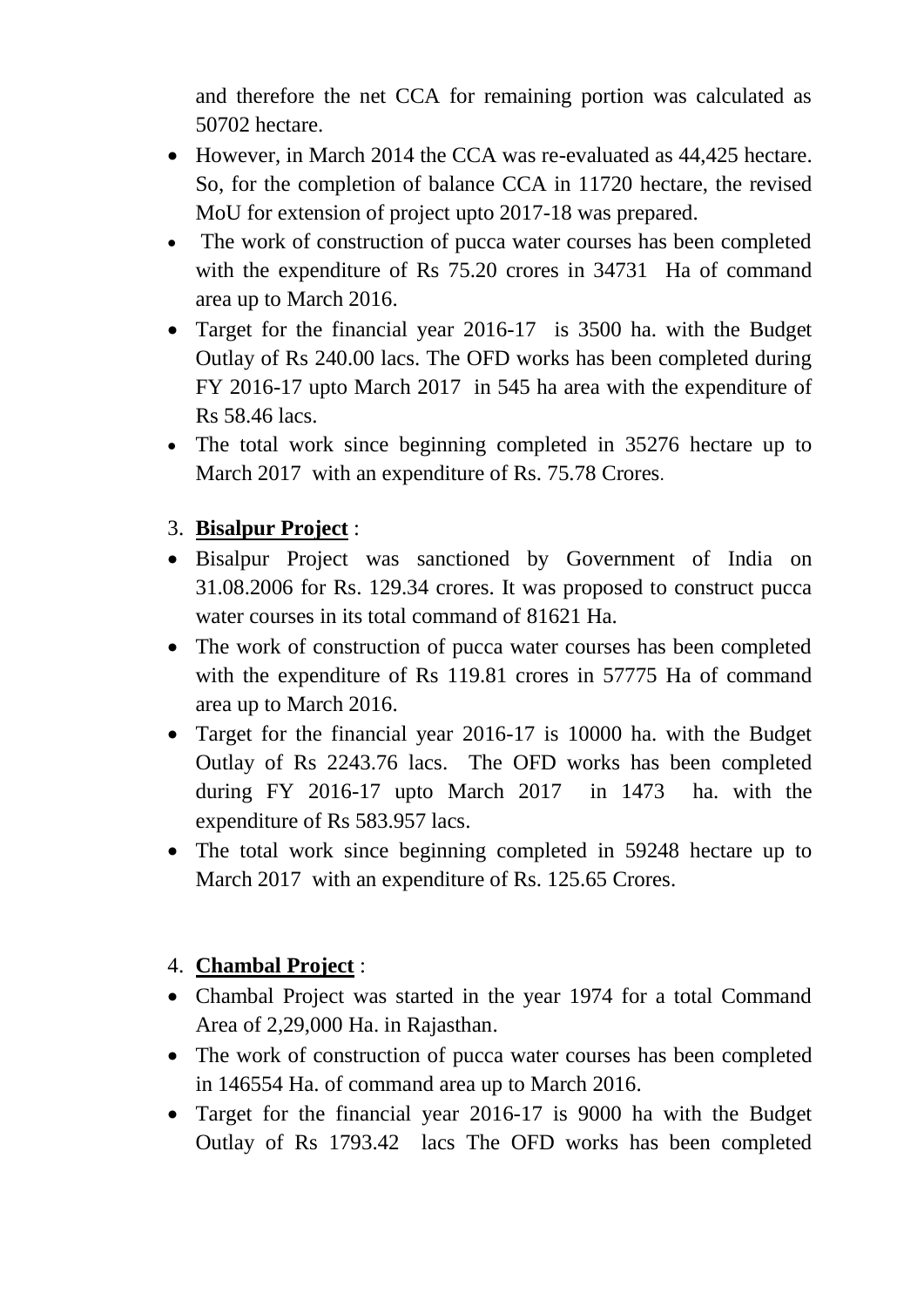and therefore the net CCA for remaining portion was calculated as 50702 hectare.

- However, in March 2014 the CCA was re-evaluated as 44,425 hectare. So, for the completion of balance CCA in 11720 hectare, the revised MoU for extension of project upto 2017-18 was prepared.
- The work of construction of pucca water courses has been completed with the expenditure of Rs 75.20 crores in 34731 Ha of command area up to March 2016.
- Target for the financial year 2016-17 is 3500 ha. with the Budget Outlay of Rs 240.00 lacs. The OFD works has been completed during FY 2016-17 upto March 2017 in 545 ha area with the expenditure of Rs 58.46 lacs.
- The total work since beginning completed in 35276 hectare up to March 2017 with an expenditure of Rs. 75.78 Crores.

3. **Bisalpur Project** :

- Bisalpur Project was sanctioned by Government of India on 31.08.2006 for Rs. 129.34 crores. It was proposed to construct pucca water courses in its total command of 81621 Ha.
- The work of construction of pucca water courses has been completed with the expenditure of Rs 119.81 crores in 57775 Ha of command area up to March 2016.
- Target for the financial year 2016-17 is 10000 ha. with the Budget Outlay of Rs 2243.76 lacs. The OFD works has been completed during FY 2016-17 upto March 2017 in 1473 ha. with the expenditure of Rs 583.957 lacs.
- The total work since beginning completed in 59248 hectare up to March 2017 with an expenditure of Rs. 125.65 Crores.

4. **Chambal Project** :

- Chambal Project was started in the year 1974 for a total Command Area of 2,29,000 Ha. in Rajasthan.
- The work of construction of pucca water courses has been completed in 146554 Ha. of command area up to March 2016.
- Target for the financial year 2016-17 is 9000 ha with the Budget Outlay of Rs 1793.42 lacs The OFD works has been completed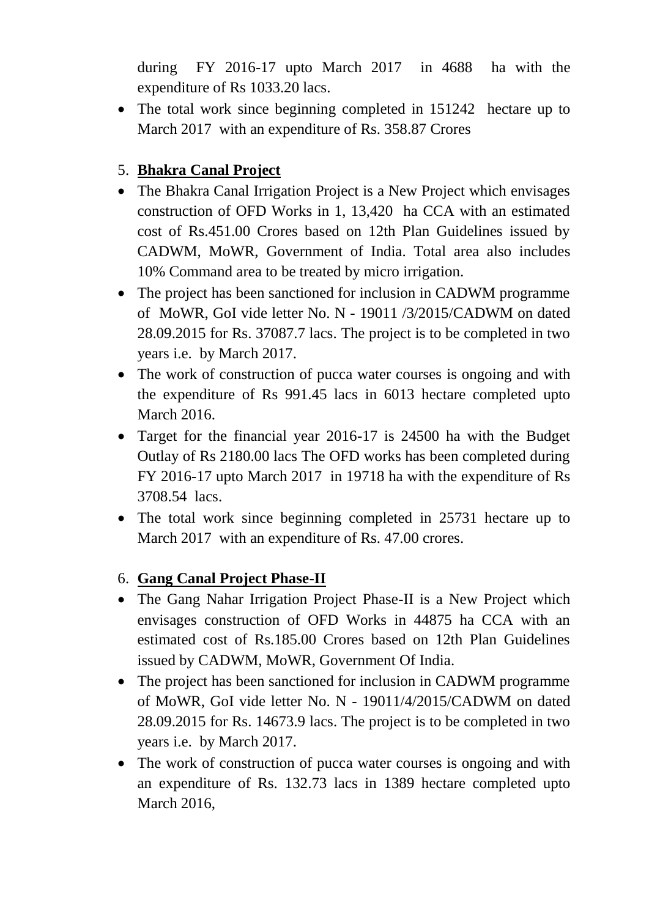during FY 2016-17 upto March 2017 in 4688 ha with the expenditure of Rs 1033.20 lacs.

- The total work since beginning completed in 151242 hectare up to March 2017 with an expenditure of Rs. 358.87 Crores

5. **Bhakra Canal Project**

- The Bhakra Canal Irrigation Project is a New Project which envisages construction of OFD Works in 1, 13,420 ha CCA with an estimated cost of Rs.451.00 Crores based on 12th Plan Guidelines issued by CADWM, MoWR, Government of India. Total area also includes 10% Command area to be treated by micro irrigation.
- The project has been sanctioned for inclusion in CADWM programme of MoWR, GoI vide letter No. N - 19011 /3/2015/CADWM on dated 28.09.2015 for Rs. 37087.7 lacs. The project is to be completed in two years i.e. by March 2017.
- The work of construction of pucca water courses is ongoing and with the expenditure of Rs 991.45 lacs in 6013 hectare completed upto March 2016.
- Target for the financial year 2016-17 is 24500 ha with the Budget Outlay of Rs 2180.00 lacs The OFD works has been completed during FY 2016-17 upto March 2017 in 19718 ha with the expenditure of Rs 3708.54 lacs.
- The total work since beginning completed in 25731 hectare up to March 2017 with an expenditure of Rs. 47.00 crores.

6. **Gang Canal Project Phase-II**

- The Gang Nahar Irrigation Project Phase-II is a New Project which envisages construction of OFD Works in 44875 ha CCA with an estimated cost of Rs.185.00 Crores based on 12th Plan Guidelines issued by CADWM, MoWR, Government Of India.
- The project has been sanctioned for inclusion in CADWM programme of MoWR, GoI vide letter No. N - 19011/4/2015/CADWM on dated 28.09.2015 for Rs. 14673.9 lacs. The project is to be completed in two years i.e. by March 2017.
- The work of construction of pucca water courses is ongoing and with an expenditure of Rs. 132.73 lacs in 1389 hectare completed upto March 2016,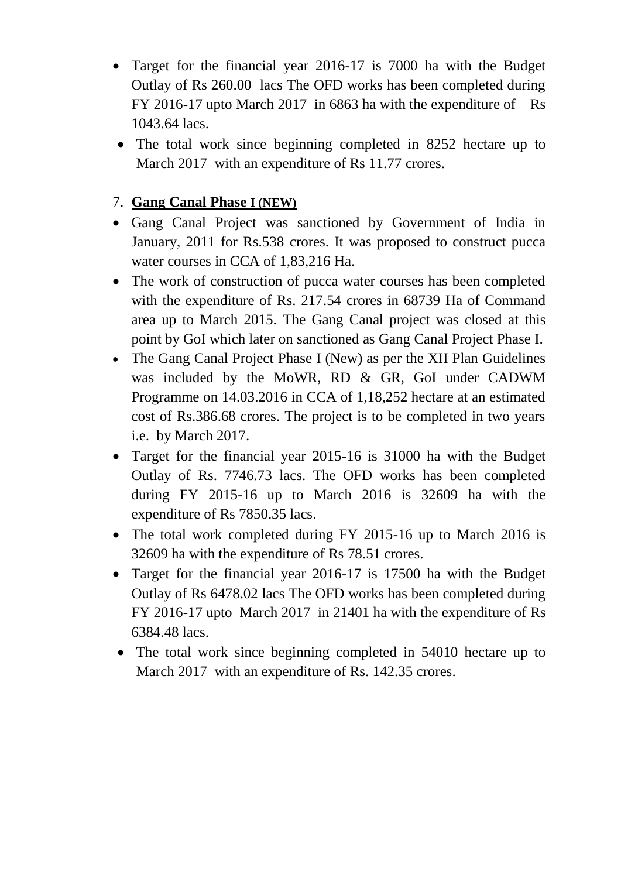- Target for the financial year 2016-17 is 7000 ha with the Budget Outlay of Rs 260.00 lacs The OFD works has been completed during FY 2016-17 upto March 2017 in 6863 ha with the expenditure of Rs 1043.64 lacs.
- The total work since beginning completed in 8252 hectare up to March 2017 with an expenditure of Rs 11.77 crores.

7. **Gang Canal Phase I (NEW)**

- Gang Canal Project was sanctioned by Government of India in January, 2011 for Rs.538 crores. It was proposed to construct pucca water courses in CCA of 1,83,216 Ha.
- The work of construction of pucca water courses has been completed with the expenditure of Rs. 217.54 crores in 68739 Ha of Command area up to March 2015. The Gang Canal project was closed at this point by GoI which later on sanctioned as Gang Canal Project Phase I.
- The Gang Canal Project Phase I (New) as per the XII Plan Guidelines was included by the MoWR, RD & GR, GoI under CADWM Programme on 14.03.2016 in CCA of 1,18,252 hectare at an estimated cost of Rs.386.68 crores. The project is to be completed in two years i.e. by March 2017.
- Target for the financial year 2015-16 is 31000 ha with the Budget Outlay of Rs. 7746.73 lacs. The OFD works has been completed during FY 2015-16 up to March 2016 is 32609 ha with the expenditure of Rs 7850.35 lacs.
- The total work completed during FY 2015-16 up to March 2016 is 32609 ha with the expenditure of Rs 78.51 crores.
- Target for the financial year 2016-17 is 17500 ha with the Budget Outlay of Rs 6478.02 lacs The OFD works has been completed during FY 2016-17 upto March 2017 in 21401 ha with the expenditure of Rs 6384.48 lacs.
- The total work since beginning completed in 54010 hectare up to March 2017 with an expenditure of Rs. 142.35 crores.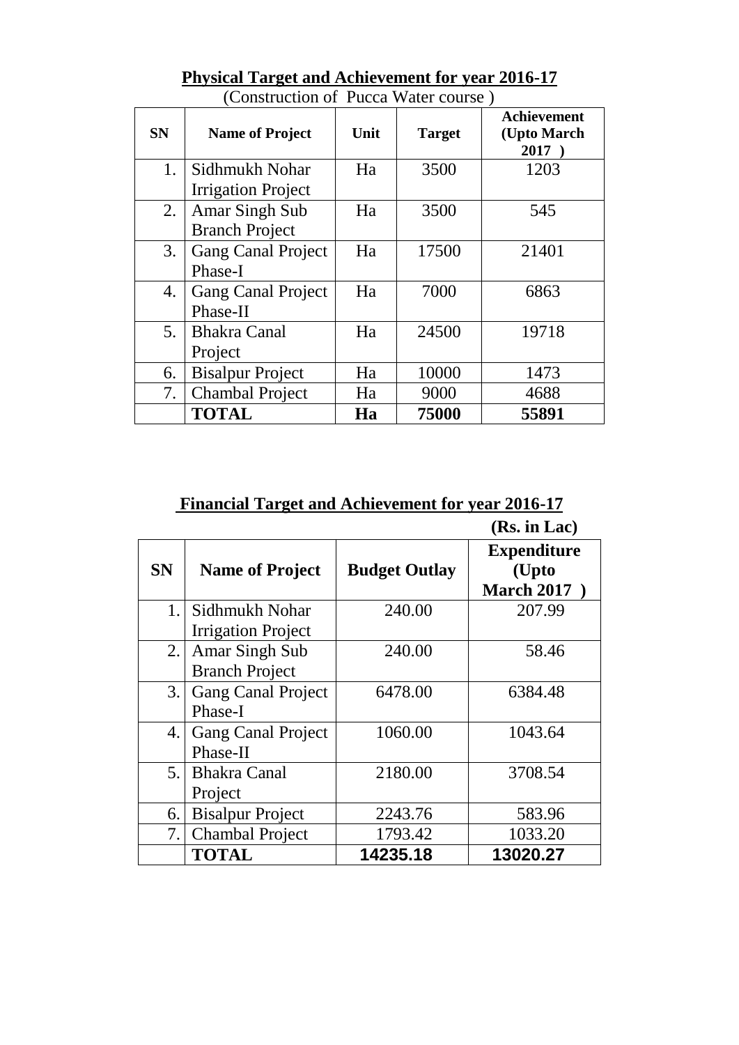## Physical Target and Achievement for year 2016-17

(Construction of Pucca Water course )

| SN | Name of Project | Unit | Target | Achievement (Upto March 2017 ) |
|---|---|---|---|---|
| 1. | Sidhmukh Nohar Irrigation Project | Ha | 3500 | 1203 |
| 2. | Amar Singh Sub Branch Project | Ha | 3500 | 545 |
| 3. | Gang Canal Project Phase-I | Ha | 17500 | 21401 |
| 4. | Gang Canal Project Phase-II | Ha | 7000 | 6863 |
| 5. | Bhakra Canal Project | Ha | 24500 | 19718 |
| 6. | Bisalpur Project | Ha | 10000 | 1473 |
| 7. | Chambal Project | Ha | 9000 | 4688 |
| | **TOTAL** | **Ha** | **75000** | **55891** |

## Financial Target and Achievement for year 2016-17

**(Rs. in Lac)**

| SN | Name of Project | Budget Outlay | Expenditure (Upto March 2017 ) |
|---|---|---|---|
| 1. | Sidhmukh Nohar Irrigation Project | 240.00 | 207.99 |
| 2. | Amar Singh Sub Branch Project | 240.00 | 58.46 |
| 3. | Gang Canal Project Phase-I | 6478.00 | 6384.48 |
| 4. | Gang Canal Project Phase-II | 1060.00 | 1043.64 |
| 5. | Bhakra Canal Project | 2180.00 | 3708.54 |
| 6. | Bisalpur Project | 2243.76 | 583.96 |
| 7. | Chambal Project | 1793.42 | 1033.20 |
| | **TOTAL** | **14235.18** | **13020.27** |